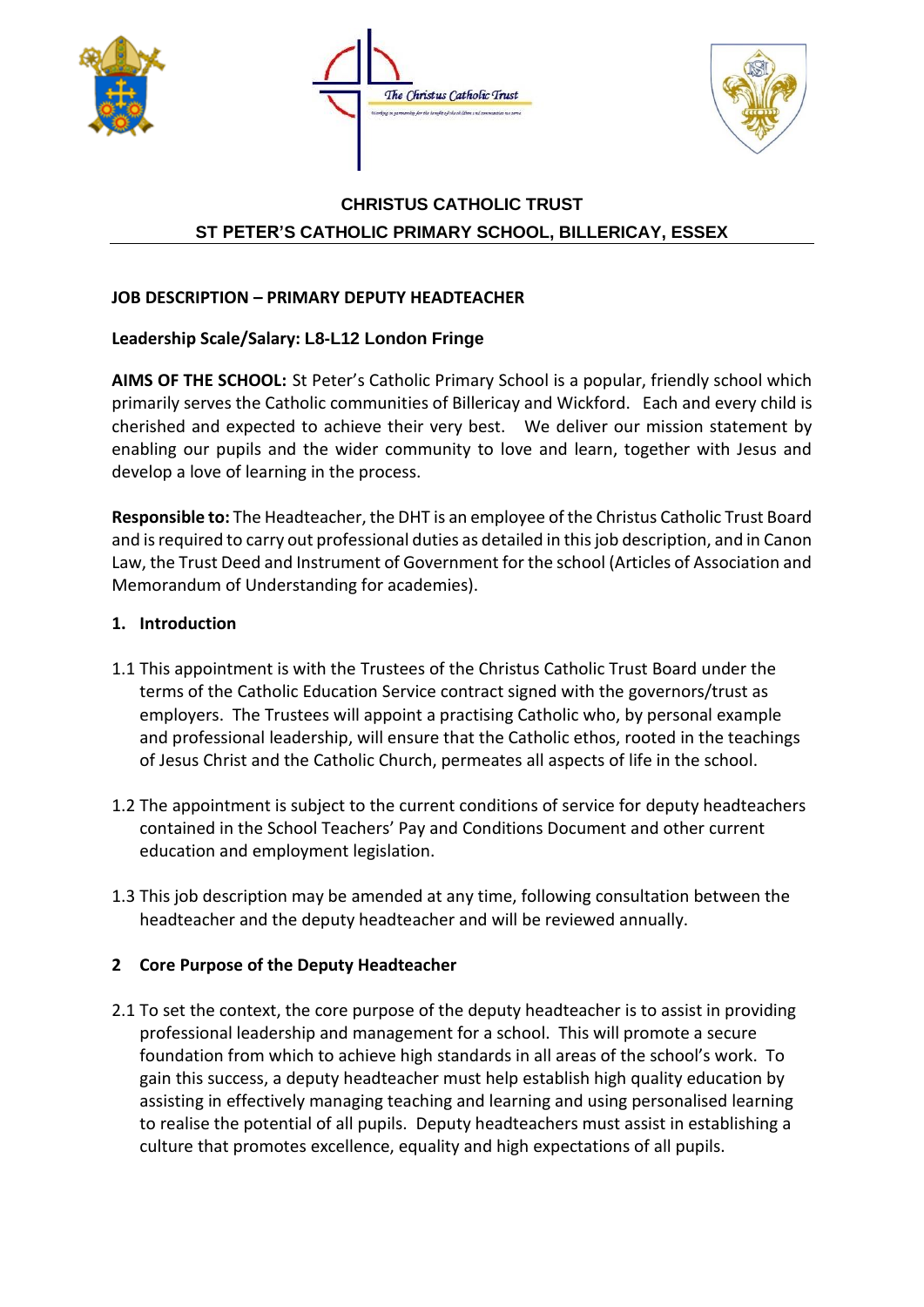## CHRISTUS CATHOLIC TRUST

## ST PETER'S CATHOLIC PRIMARY SCHOOL, BILLERICAY, ESSEX

### JOB DESCRIPTION – PRIMARY DEPUTY HEADTEACHER

**Leadership Scale/Salary: L8-L12 London Fringe**

**AIMS OF THE SCHOOL:** St Peter's Catholic Primary School is a popular, friendly school which primarily serves the Catholic communities of Billericay and Wickford. Each and every child is cherished and expected to achieve their very best. We deliver our mission statement by enabling our pupils and the wider community to love and learn, together with Jesus and develop a love of learning in the process.

**Responsible to:** The Headteacher, the DHT is an employee of the Christus Catholic Trust Board and is required to carry out professional duties as detailed in this job description, and in Canon Law, the Trust Deed and Instrument of Government for the school (Articles of Association and Memorandum of Understanding for academies).

### 1. Introduction

1.1 This appointment is with the Trustees of the Christus Catholic Trust Board under the terms of the Catholic Education Service contract signed with the governors/trust as employers. The Trustees will appoint a practising Catholic who, by personal example and professional leadership, will ensure that the Catholic ethos, rooted in the teachings of Jesus Christ and the Catholic Church, permeates all aspects of life in the school.

1.2 The appointment is subject to the current conditions of service for deputy headteachers contained in the School Teachers' Pay and Conditions Document and other current education and employment legislation.

1.3 This job description may be amended at any time, following consultation between the headteacher and the deputy headteacher and will be reviewed annually.

### 2 Core Purpose of the Deputy Headteacher

2.1 To set the context, the core purpose of the deputy headteacher is to assist in providing professional leadership and management for a school. This will promote a secure foundation from which to achieve high standards in all areas of the school's work. To gain this success, a deputy headteacher must help establish high quality education by assisting in effectively managing teaching and learning and using personalised learning to realise the potential of all pupils. Deputy headteachers must assist in establishing a culture that promotes excellence, equality and high expectations of all pupils.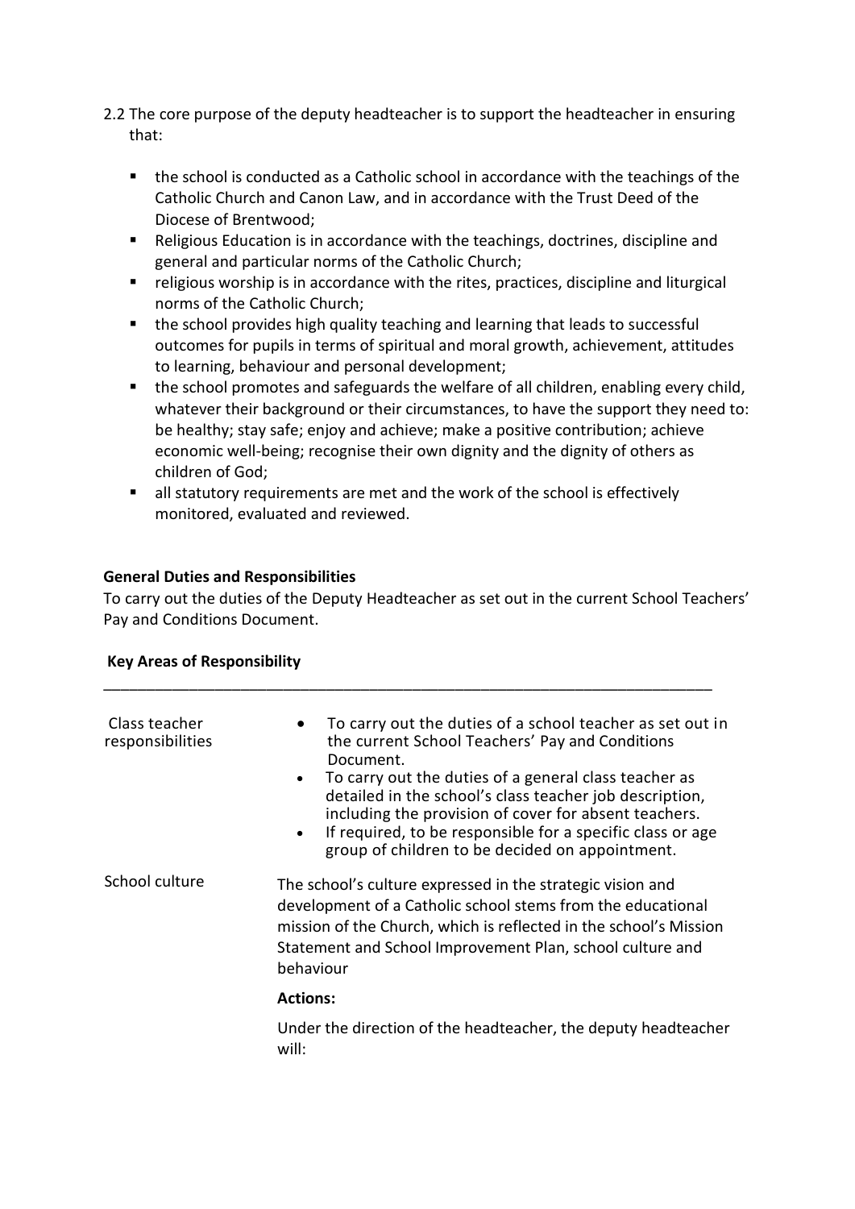2.2 The core purpose of the deputy headteacher is to support the headteacher in ensuring that:

- the school is conducted as a Catholic school in accordance with the teachings of the Catholic Church and Canon Law, and in accordance with the Trust Deed of the Diocese of Brentwood;
- Religious Education is in accordance with the teachings, doctrines, discipline and general and particular norms of the Catholic Church;
- religious worship is in accordance with the rites, practices, discipline and liturgical norms of the Catholic Church;
- the school provides high quality teaching and learning that leads to successful outcomes for pupils in terms of spiritual and moral growth, achievement, attitudes to learning, behaviour and personal development;
- the school promotes and safeguards the welfare of all children, enabling every child, whatever their background or their circumstances, to have the support they need to: be healthy; stay safe; enjoy and achieve; make a positive contribution; achieve economic well-being; recognise their own dignity and the dignity of others as children of God;
- all statutory requirements are met and the work of the school is effectively monitored, evaluated and reviewed.

**General Duties and Responsibilities**

To carry out the duties of the Deputy Headteacher as set out in the current School Teachers' Pay and Conditions Document.

**Key Areas of Responsibility**

| | |
|---|---|
| Class teacher responsibilities | • To carry out the duties of a school teacher as set out in the current School Teachers' Pay and Conditions Document.<br>• To carry out the duties of a general class teacher as detailed in the school's class teacher job description, including the provision of cover for absent teachers.<br>• If required, to be responsible for a specific class or age group of children to be decided on appointment. |
| School culture | The school's culture expressed in the strategic vision and development of a Catholic school stems from the educational mission of the Church, which is reflected in the school's Mission Statement and School Improvement Plan, school culture and behaviour<br><br>**Actions:**<br><br>Under the direction of the headteacher, the deputy headteacher will: |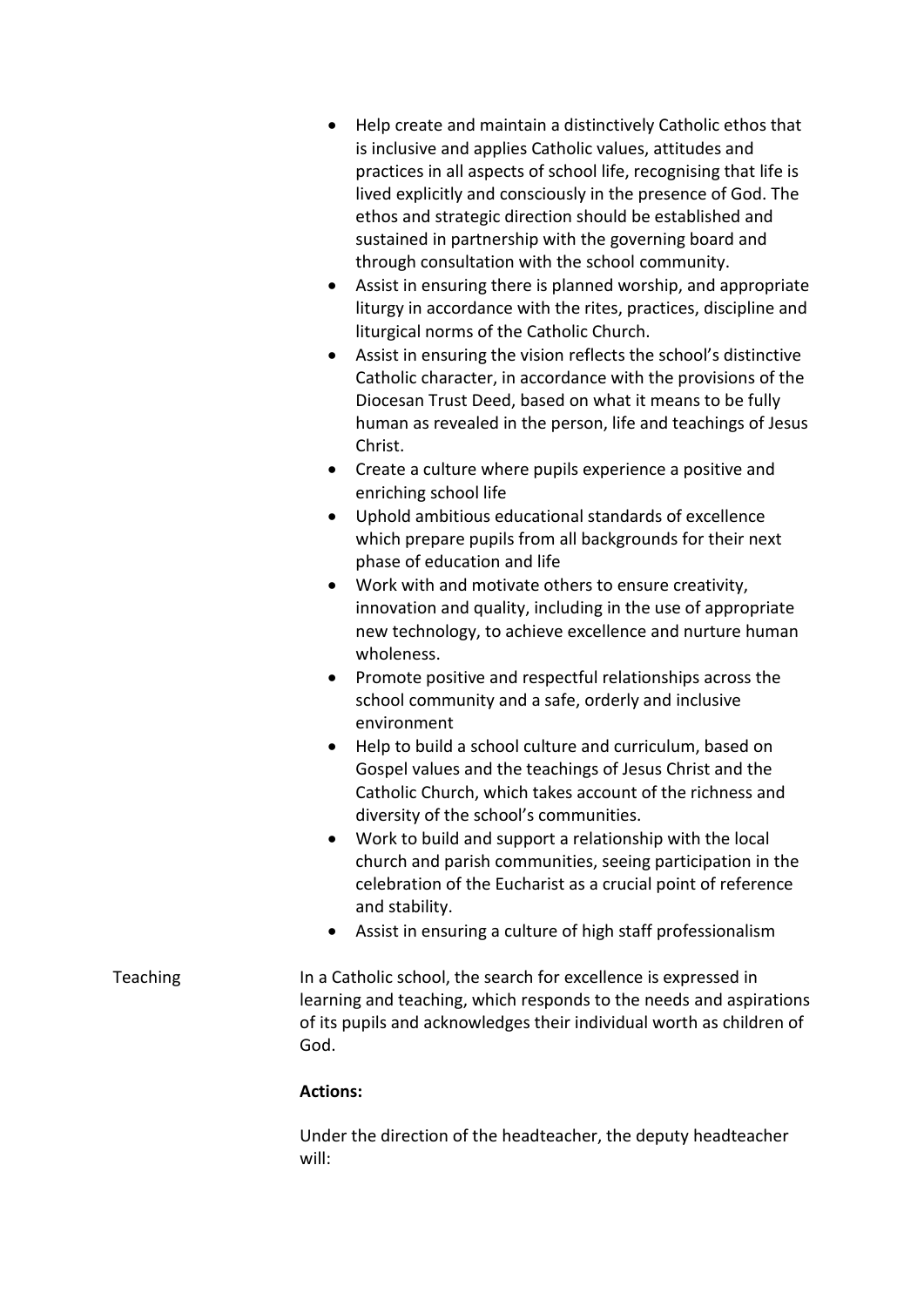- Help create and maintain a distinctively Catholic ethos that is inclusive and applies Catholic values, attitudes and practices in all aspects of school life, recognising that life is lived explicitly and consciously in the presence of God. The ethos and strategic direction should be established and sustained in partnership with the governing board and through consultation with the school community.
- Assist in ensuring there is planned worship, and appropriate liturgy in accordance with the rites, practices, discipline and liturgical norms of the Catholic Church.
- Assist in ensuring the vision reflects the school's distinctive Catholic character, in accordance with the provisions of the Diocesan Trust Deed, based on what it means to be fully human as revealed in the person, life and teachings of Jesus Christ.
- Create a culture where pupils experience a positive and enriching school life
- Uphold ambitious educational standards of excellence which prepare pupils from all backgrounds for their next phase of education and life
- Work with and motivate others to ensure creativity, innovation and quality, including in the use of appropriate new technology, to achieve excellence and nurture human wholeness.
- Promote positive and respectful relationships across the school community and a safe, orderly and inclusive environment
- Help to build a school culture and curriculum, based on Gospel values and the teachings of Jesus Christ and the Catholic Church, which takes account of the richness and diversity of the school's communities.
- Work to build and support a relationship with the local church and parish communities, seeing participation in the celebration of the Eucharist as a crucial point of reference and stability.
- Assist in ensuring a culture of high staff professionalism

Teaching

In a Catholic school, the search for excellence is expressed in learning and teaching, which responds to the needs and aspirations of its pupils and acknowledges their individual worth as children of God.

**Actions:**

Under the direction of the headteacher, the deputy headteacher will: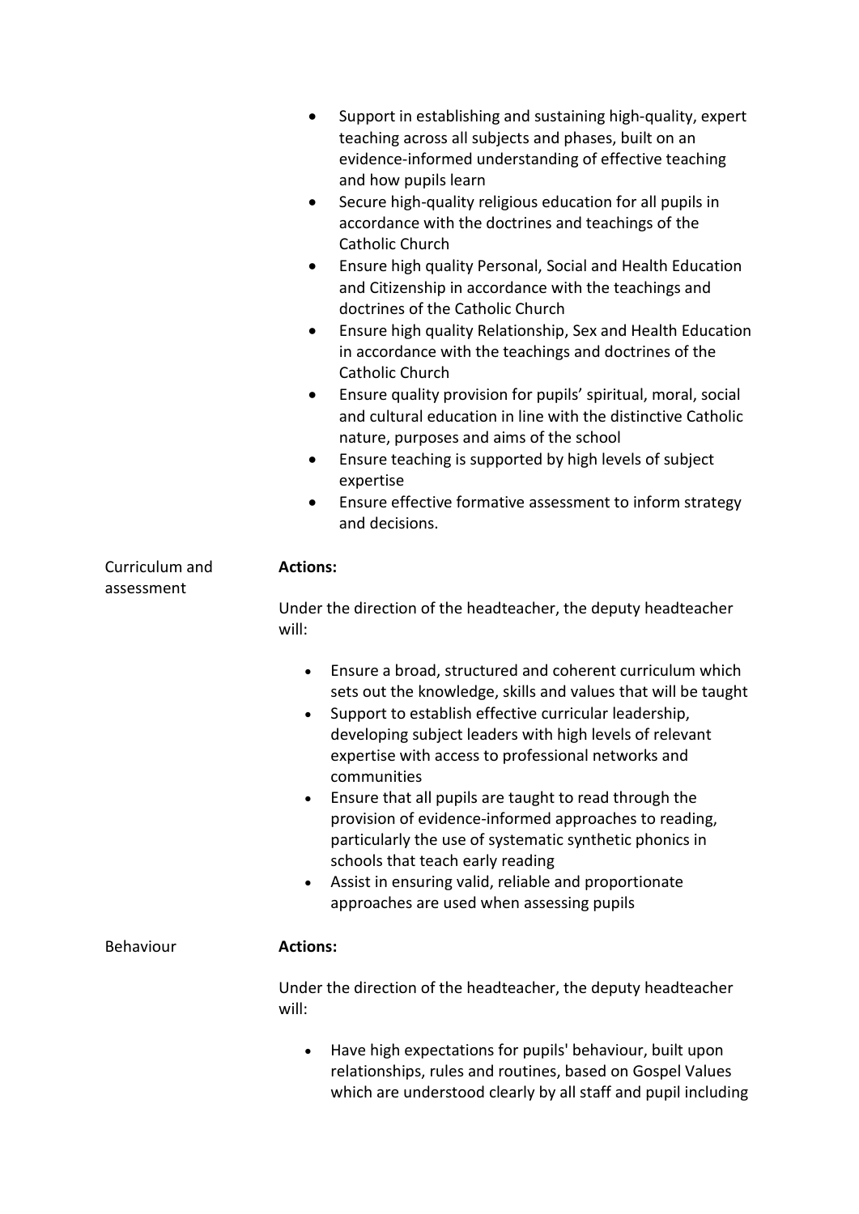- Support in establishing and sustaining high-quality, expert teaching across all subjects and phases, built on an evidence-informed understanding of effective teaching and how pupils learn
- Secure high-quality religious education for all pupils in accordance with the doctrines and teachings of the Catholic Church
- Ensure high quality Personal, Social and Health Education and Citizenship in accordance with the teachings and doctrines of the Catholic Church
- Ensure high quality Relationship, Sex and Health Education in accordance with the teachings and doctrines of the Catholic Church
- Ensure quality provision for pupils' spiritual, moral, social and cultural education in line with the distinctive Catholic nature, purposes and aims of the school
- Ensure teaching is supported by high levels of subject expertise
- Ensure effective formative assessment to inform strategy and decisions.

Curriculum and assessment

**Actions:**

Under the direction of the headteacher, the deputy headteacher will:

- Ensure a broad, structured and coherent curriculum which sets out the knowledge, skills and values that will be taught
- Support to establish effective curricular leadership, developing subject leaders with high levels of relevant expertise with access to professional networks and communities
- Ensure that all pupils are taught to read through the provision of evidence-informed approaches to reading, particularly the use of systematic synthetic phonics in schools that teach early reading
- Assist in ensuring valid, reliable and proportionate approaches are used when assessing pupils

Behaviour

**Actions:**

Under the direction of the headteacher, the deputy headteacher will:

- Have high expectations for pupils' behaviour, built upon relationships, rules and routines, based on Gospel Values which are understood clearly by all staff and pupil including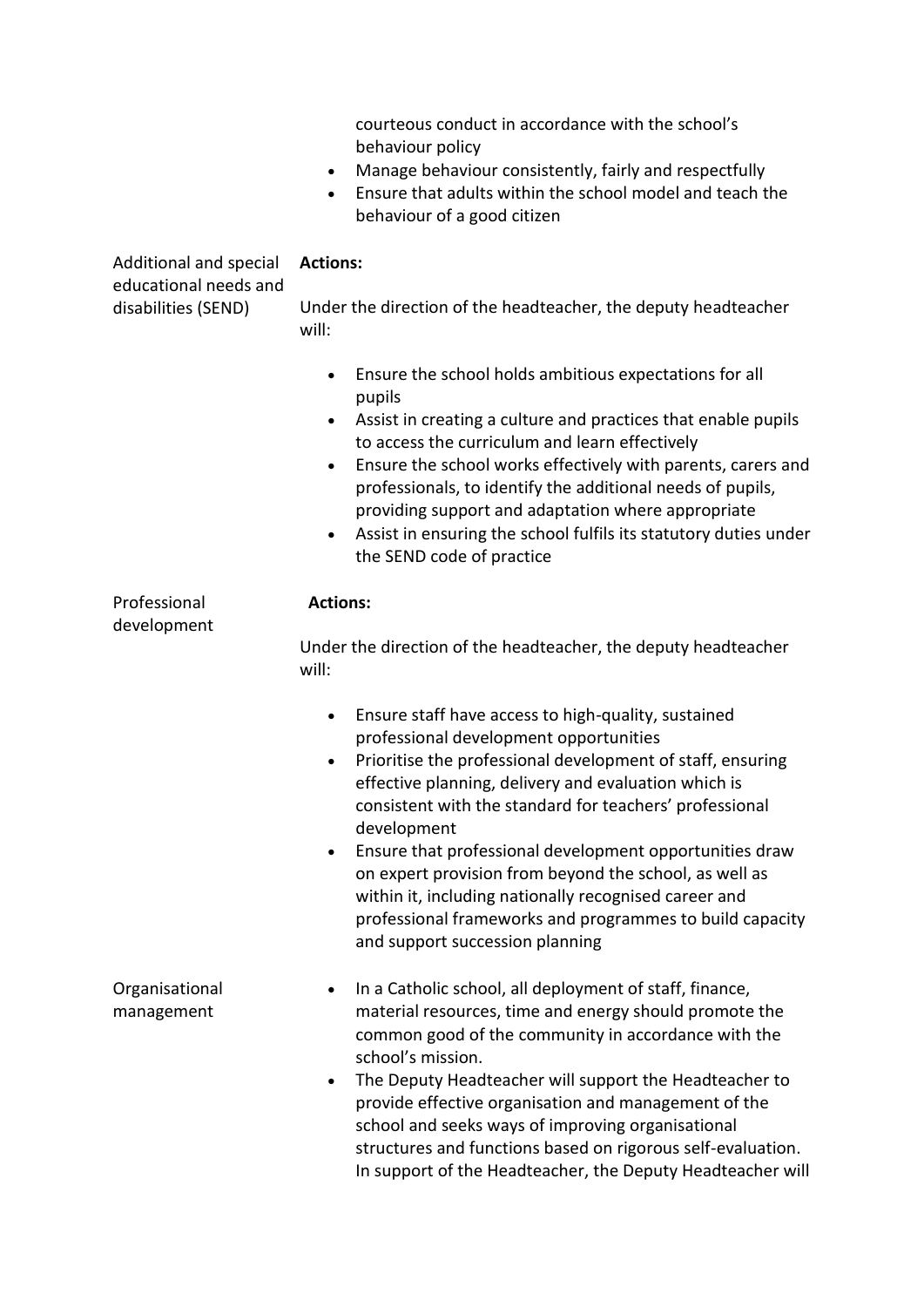courteous conduct in accordance with the school's behaviour policy

- Manage behaviour consistently, fairly and respectfully
- Ensure that adults within the school model and teach the behaviour of a good citizen

| | |
|---|---|
| Additional and special educational needs and disabilities (SEND) | **Actions:**<br><br>Under the direction of the headteacher, the deputy headteacher will:<br><br>• Ensure the school holds ambitious expectations for all pupils<br>• Assist in creating a culture and practices that enable pupils to access the curriculum and learn effectively<br>• Ensure the school works effectively with parents, carers and professionals, to identify the additional needs of pupils, providing support and adaptation where appropriate<br>• Assist in ensuring the school fulfils its statutory duties under the SEND code of practice |
| Professional development | **Actions:**<br><br>Under the direction of the headteacher, the deputy headteacher will:<br><br>• Ensure staff have access to high-quality, sustained professional development opportunities<br>• Prioritise the professional development of staff, ensuring effective planning, delivery and evaluation which is consistent with the standard for teachers' professional development<br>• Ensure that professional development opportunities draw on expert provision from beyond the school, as well as within it, including nationally recognised career and professional frameworks and programmes to build capacity and support succession planning |
| Organisational management | • In a Catholic school, all deployment of staff, finance, material resources, time and energy should promote the common good of the community in accordance with the school's mission.<br>• The Deputy Headteacher will support the Headteacher to provide effective organisation and management of the school and seeks ways of improving organisational structures and functions based on rigorous self-evaluation. In support of the Headteacher, the Deputy Headteacher will |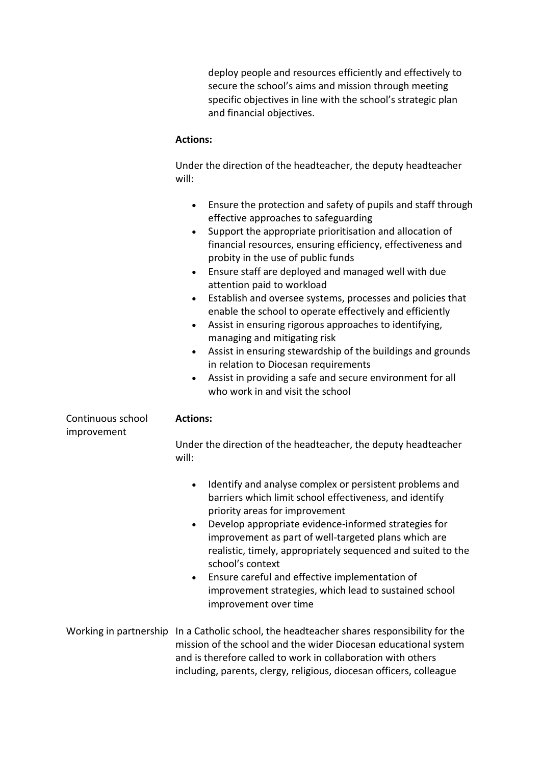deploy people and resources efficiently and effectively to secure the school's aims and mission through meeting specific objectives in line with the school's strategic plan and financial objectives.

**Actions:**

Under the direction of the headteacher, the deputy headteacher will:

- Ensure the protection and safety of pupils and staff through effective approaches to safeguarding
- Support the appropriate prioritisation and allocation of financial resources, ensuring efficiency, effectiveness and probity in the use of public funds
- Ensure staff are deployed and managed well with due attention paid to workload
- Establish and oversee systems, processes and policies that enable the school to operate effectively and efficiently
- Assist in ensuring rigorous approaches to identifying, managing and mitigating risk
- Assist in ensuring stewardship of the buildings and grounds in relation to Diocesan requirements
- Assist in providing a safe and secure environment for all who work in and visit the school

Continuous school improvement

**Actions:**

Under the direction of the headteacher, the deputy headteacher will:

- Identify and analyse complex or persistent problems and barriers which limit school effectiveness, and identify priority areas for improvement
- Develop appropriate evidence-informed strategies for improvement as part of well-targeted plans which are realistic, timely, appropriately sequenced and suited to the school's context
- Ensure careful and effective implementation of improvement strategies, which lead to sustained school improvement over time

Working in partnership

In a Catholic school, the headteacher shares responsibility for the mission of the school and the wider Diocesan educational system and is therefore called to work in collaboration with others including, parents, clergy, religious, diocesan officers, colleague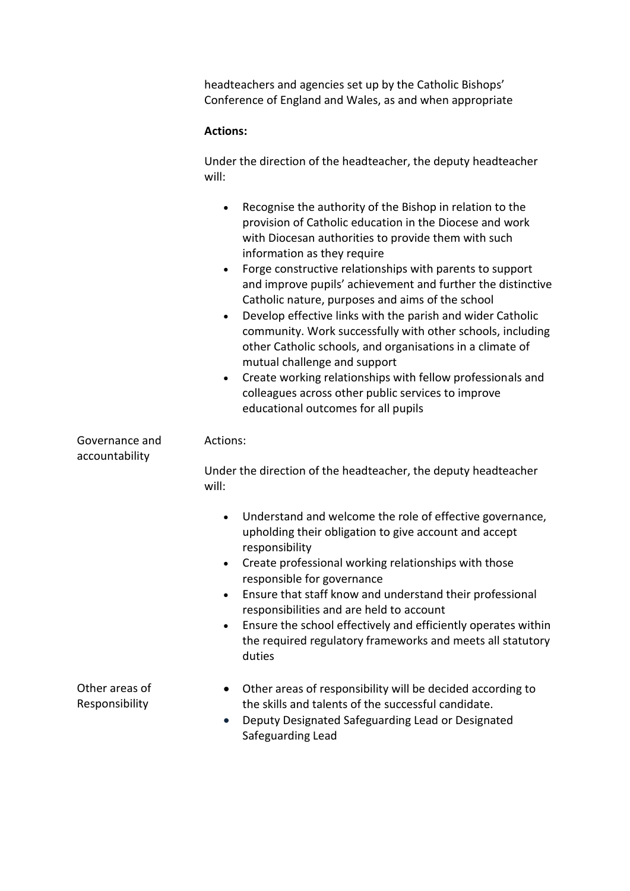| | |
|---|---|
| | headteachers and agencies set up by the Catholic Bishops' Conference of England and Wales, as and when appropriate<br><br>**Actions:**<br><br>Under the direction of the headteacher, the deputy headteacher will:<br><br>• Recognise the authority of the Bishop in relation to the provision of Catholic education in the Diocese and work with Diocesan authorities to provide them with such information as they require<br>• Forge constructive relationships with parents to support and improve pupils' achievement and further the distinctive Catholic nature, purposes and aims of the school<br>• Develop effective links with the parish and wider Catholic community. Work successfully with other schools, including other Catholic schools, and organisations in a climate of mutual challenge and support<br>• Create working relationships with fellow professionals and colleagues across other public services to improve educational outcomes for all pupils |
| Governance and accountability | Actions:<br><br>Under the direction of the headteacher, the deputy headteacher will:<br><br>• Understand and welcome the role of effective governance, upholding their obligation to give account and accept responsibility<br>• Create professional working relationships with those responsible for governance<br>• Ensure that staff know and understand their professional responsibilities and are held to account<br>• Ensure the school effectively and efficiently operates within the required regulatory frameworks and meets all statutory duties |
| Other areas of Responsibility | • Other areas of responsibility will be decided according to the skills and talents of the successful candidate.<br>• Deputy Designated Safeguarding Lead or Designated Safeguarding Lead |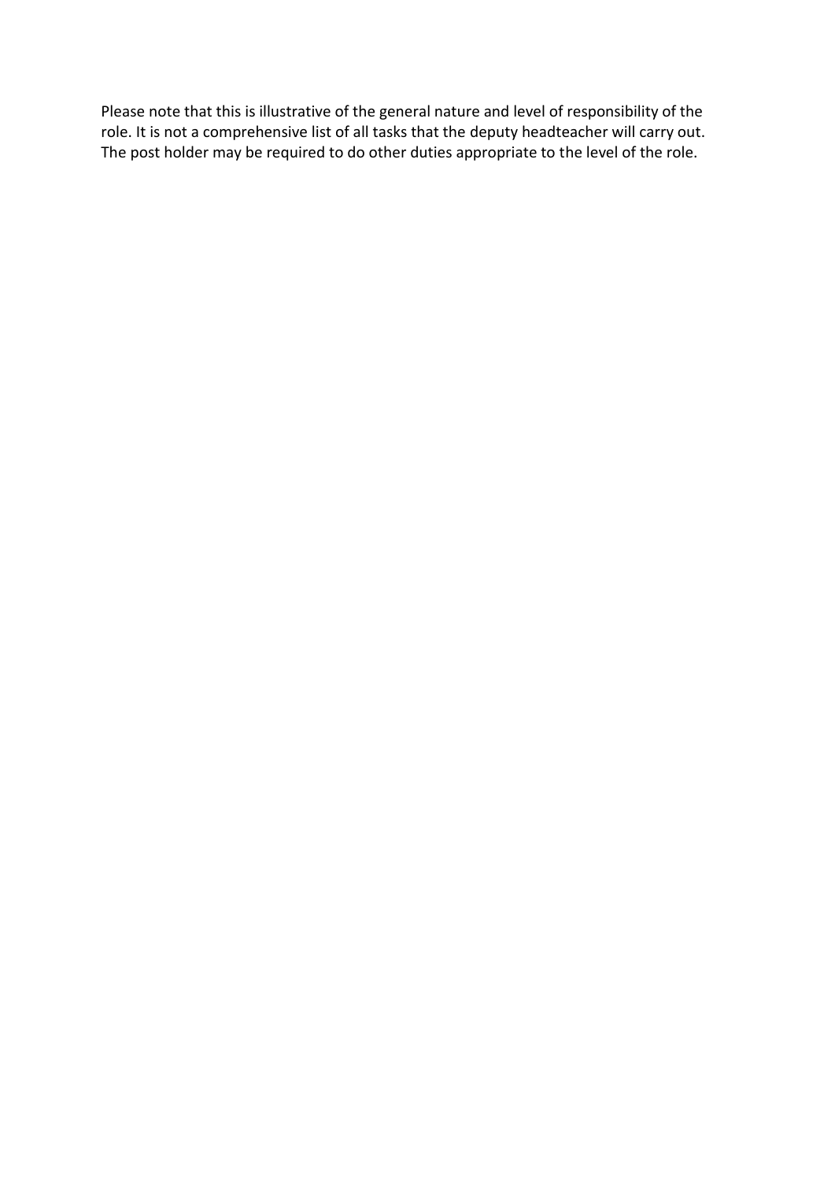Please note that this is illustrative of the general nature and level of responsibility of the role. It is not a comprehensive list of all tasks that the deputy headteacher will carry out. The post holder may be required to do other duties appropriate to the level of the role.